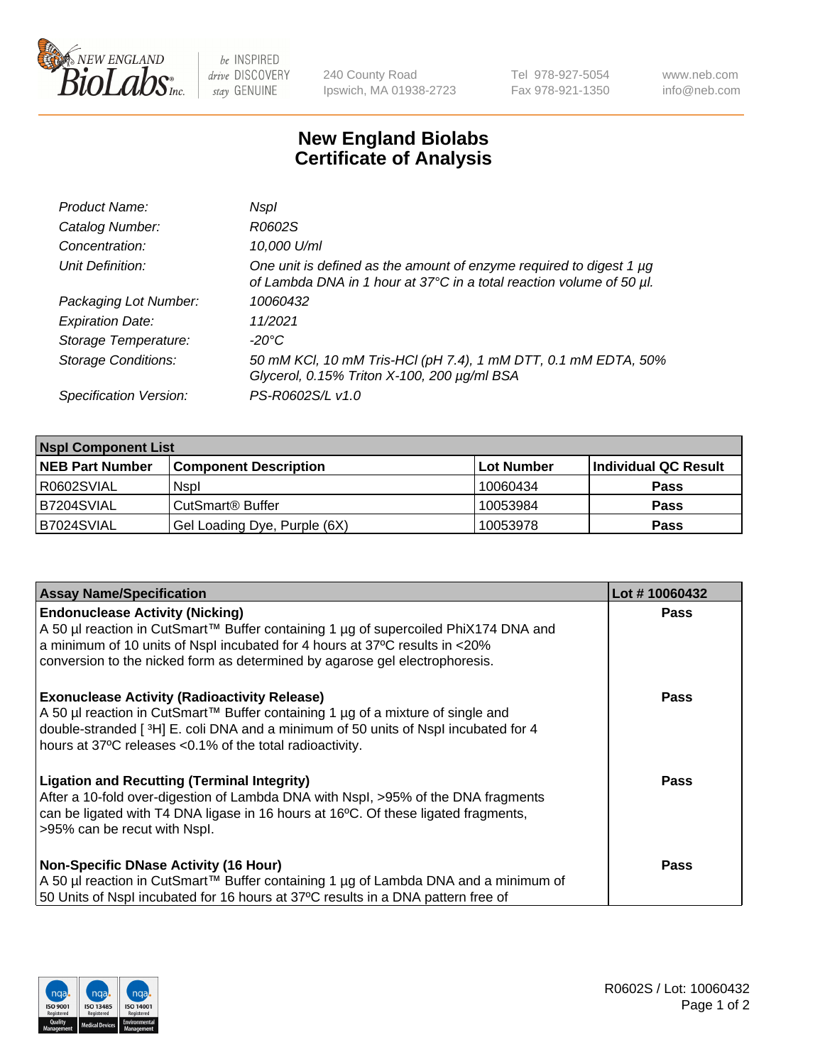# New England Biolabs Certificate of Analysis

| | |
|---|---|
| *Product Name:* | *NspI* |
| *Catalog Number:* | *R0602S* |
| *Concentration:* | *10,000 U/ml* |
| *Unit Definition:* | *One unit is defined as the amount of enzyme required to digest 1 µg of Lambda DNA in 1 hour at 37°C in a total reaction volume of 50 µl.* |
| *Packaging Lot Number:* | *10060432* |
| *Expiration Date:* | *11/2021* |
| *Storage Temperature:* | *-20°C* |
| *Storage Conditions:* | *50 mM KCl, 10 mM Tris-HCl (pH 7.4), 1 mM DTT, 0.1 mM EDTA, 50% Glycerol, 0.15% Triton X-100, 200 µg/ml BSA* |
| *Specification Version:* | *PS-R0602S/L v1.0* |

| NspI Component List | | | |
|---|---|---|---|
| **NEB Part Number** | **Component Description** | **Lot Number** | **Individual QC Result** |
| R0602SVIAL | NspI | 10060434 | **Pass** |
| B7204SVIAL | CutSmart® Buffer | 10053984 | **Pass** |
| B7024SVIAL | Gel Loading Dye, Purple (6X) | 10053978 | **Pass** |

| Assay Name/Specification | Lot # 10060432 |
|---|---|
| **Endonuclease Activity (Nicking)** A 50 µl reaction in CutSmart™ Buffer containing 1 µg of supercoiled PhiX174 DNA and a minimum of 10 units of NspI incubated for 4 hours at 37ºC results in <20% conversion to the nicked form as determined by agarose gel electrophoresis. | **Pass** |
| **Exonuclease Activity (Radioactivity Release)** A 50 µl reaction in CutSmart™ Buffer containing 1 µg of a mixture of single and double-stranded [ $^{3}$H] E. coli DNA and a minimum of 50 units of NspI incubated for 4 hours at 37ºC releases <0.1% of the total radioactivity. | **Pass** |
| **Ligation and Recutting (Terminal Integrity)** After a 10-fold over-digestion of Lambda DNA with NspI, >95% of the DNA fragments can be ligated with T4 DNA ligase in 16 hours at 16ºC. Of these ligated fragments, >95% can be recut with NspI. | **Pass** |
| **Non-Specific DNase Activity (16 Hour)** A 50 µl reaction in CutSmart™ Buffer containing 1 µg of Lambda DNA and a minimum of 50 Units of NspI incubated for 16 hours at 37ºC results in a DNA pattern free of | **Pass** |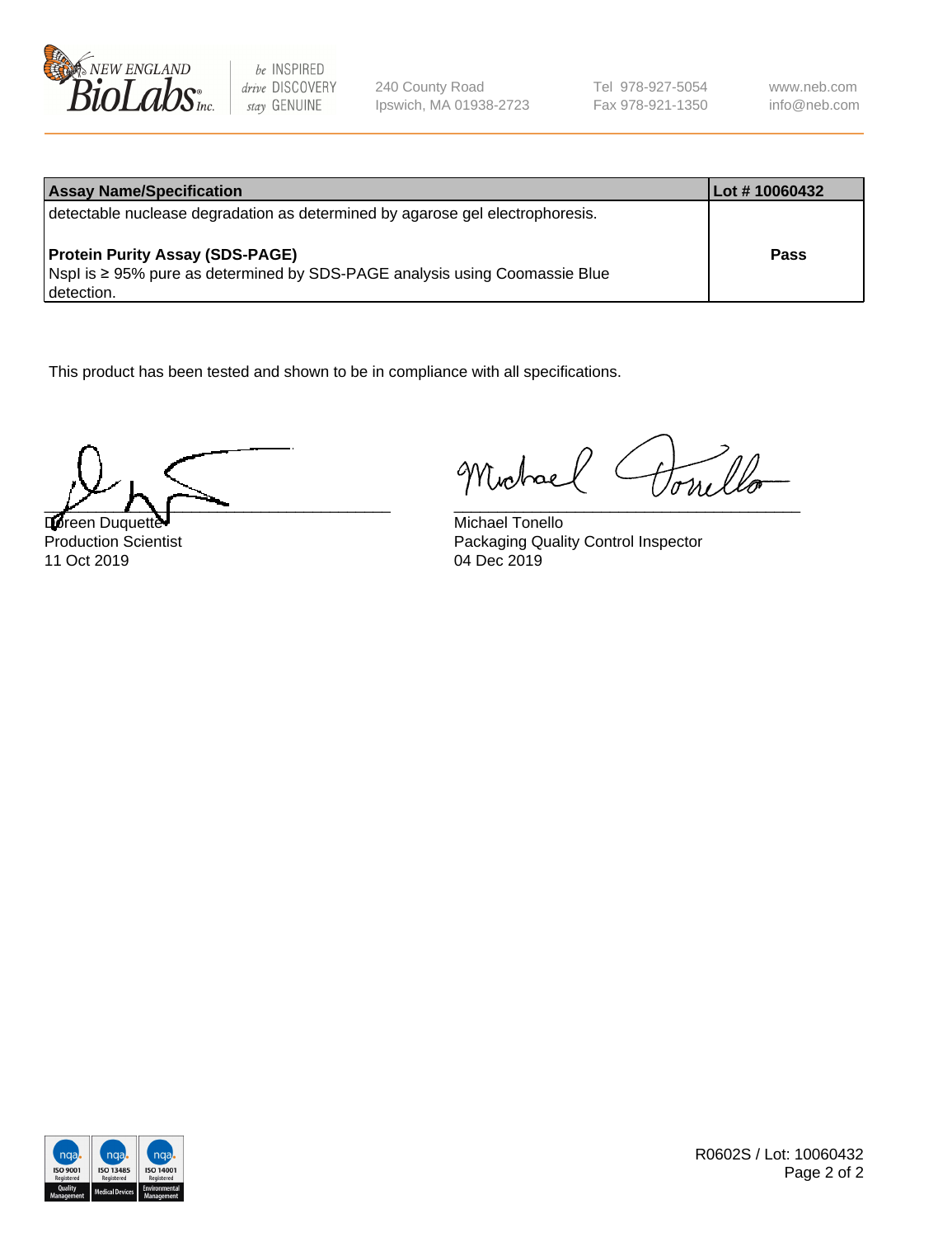| Assay Name/Specification | Lot # 10060432 |
|---|---|
| detectable nuclease degradation as determined by agarose gel electrophoresis. | |
| **Protein Purity Assay (SDS-PAGE)** NspI is ≥ 95% pure as determined by SDS-PAGE analysis using Coomassie Blue detection. | **Pass** |

This product has been tested and shown to be in compliance with all specifications.

Doreen Duquette
Production Scientist
11 Oct 2019

Michael Tonello
Packaging Quality Control Inspector
04 Dec 2019

R0602S / Lot: 10060432